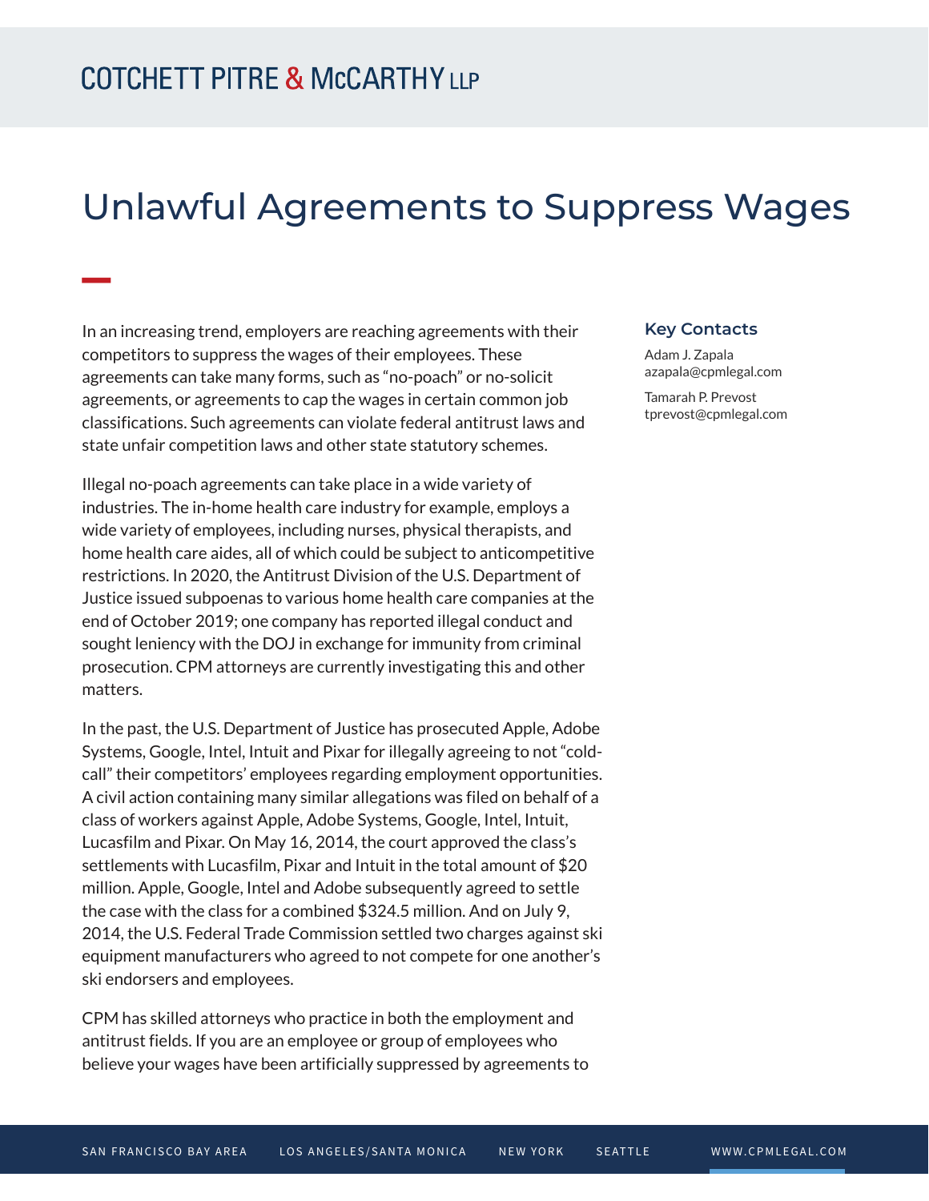# Unlawful Agreements to Suppress Wages

In an increasing trend, employers are reaching agreements with their competitors to suppress the wages of their employees. These agreements can take many forms, such as "no-poach" or no-solicit agreements, or agreements to cap the wages in certain common job classifications. Such agreements can violate federal antitrust laws and state unfair competition laws and other state statutory schemes.

Illegal no-poach agreements can take place in a wide variety of industries. The in-home health care industry for example, employs a wide variety of employees, including nurses, physical therapists, and home health care aides, all of which could be subject to anticompetitive restrictions. In 2020, the Antitrust Division of the U.S. Department of Justice issued subpoenas to various home health care companies at the end of October 2019; one company has reported illegal conduct and sought leniency with the DOJ in exchange for immunity from criminal prosecution. CPM attorneys are currently investigating this and other matters.

In the past, the U.S. Department of Justice has prosecuted Apple, Adobe Systems, Google, Intel, Intuit and Pixar for illegally agreeing to not "cold-call" their competitors' employees regarding employment opportunities. A civil action containing many similar allegations was filed on behalf of a class of workers against Apple, Adobe Systems, Google, Intel, Intuit, Lucasfilm and Pixar. On May 16, 2014, the court approved the class's settlements with Lucasfilm, Pixar and Intuit in the total amount of $20 million. Apple, Google, Intel and Adobe subsequently agreed to settle the case with the class for a combined $324.5 million. And on July 9, 2014, the U.S. Federal Trade Commission settled two charges against ski equipment manufacturers who agreed to not compete for one another's ski endorsers and employees.

CPM has skilled attorneys who practice in both the employment and antitrust fields. If you are an employee or group of employees who believe your wages have been artificially suppressed by agreements to

### Key Contacts

Adam J. Zapala
azapala@cpmlegal.com

Tamarah P. Prevost
tprevost@cpmlegal.com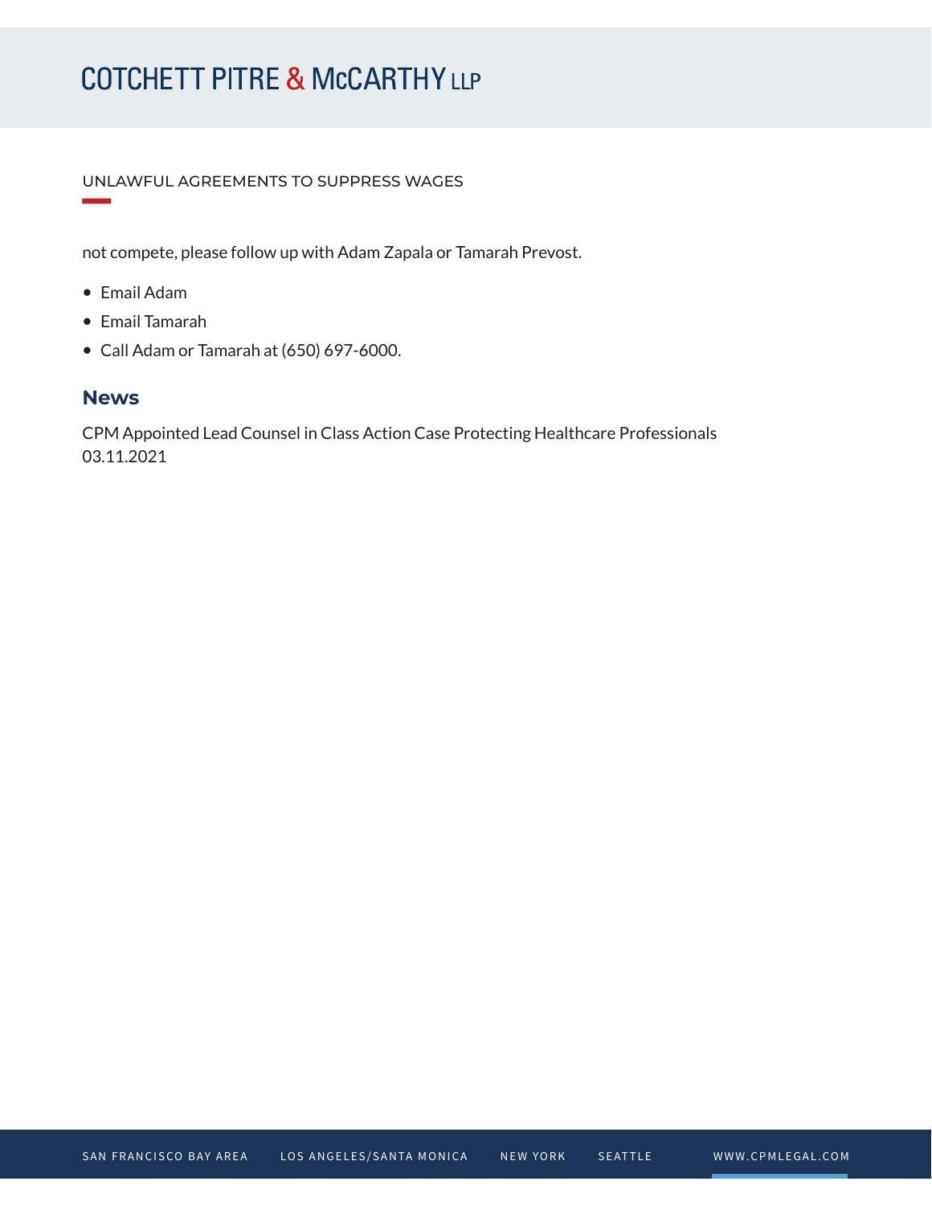not compete, please follow up with Adam Zapala or Tamarah Prevost.

- Email Adam
- Email Tamarah
- Call Adam or Tamarah at (650) 697-6000.

## News

CPM Appointed Lead Counsel in Class Action Case Protecting Healthcare Professionals
03.11.2021